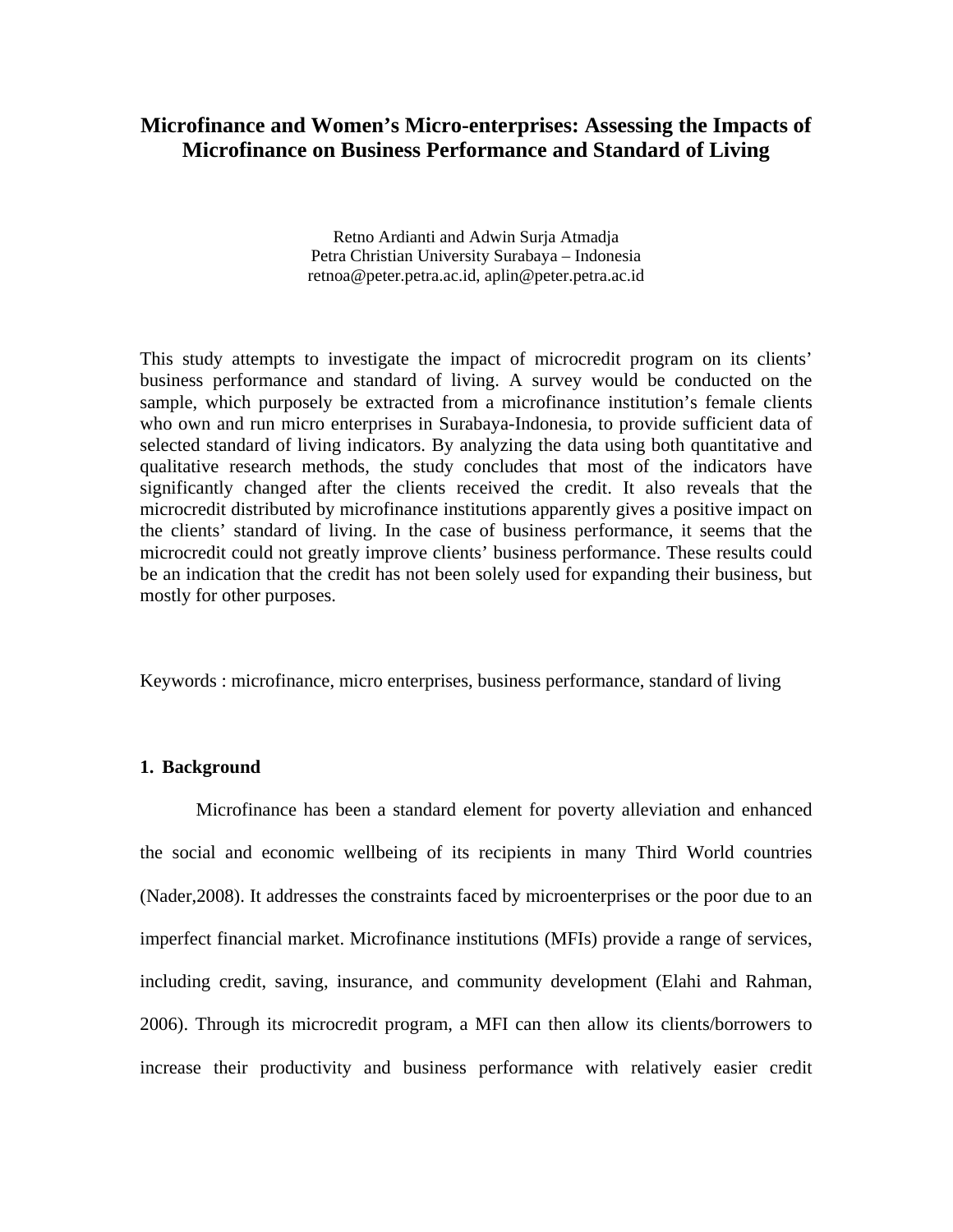# Microfinance and Women's Micro-enterprises: Assessing the Impacts of Microfinance on Business Performance and Standard of Living

Retno Ardianti and Adwin Surja Atmadja
Petra Christian University Surabaya – Indonesia
retnoa@peter.petra.ac.id, aplin@peter.petra.ac.id

This study attempts to investigate the impact of microcredit program on its clients' business performance and standard of living. A survey would be conducted on the sample, which purposely be extracted from a microfinance institution's female clients who own and run micro enterprises in Surabaya-Indonesia, to provide sufficient data of selected standard of living indicators. By analyzing the data using both quantitative and qualitative research methods, the study concludes that most of the indicators have significantly changed after the clients received the credit. It also reveals that the microcredit distributed by microfinance institutions apparently gives a positive impact on the clients' standard of living. In the case of business performance, it seems that the microcredit could not greatly improve clients' business performance. These results could be an indication that the credit has not been solely used for expanding their business, but mostly for other purposes.

Keywords : microfinance, micro enterprises, business performance, standard of living

## 1. Background

Microfinance has been a standard element for poverty alleviation and enhanced the social and economic wellbeing of its recipients in many Third World countries (Nader,2008). It addresses the constraints faced by microenterprises or the poor due to an imperfect financial market. Microfinance institutions (MFIs) provide a range of services, including credit, saving, insurance, and community development (Elahi and Rahman, 2006). Through its microcredit program, a MFI can then allow its clients/borrowers to increase their productivity and business performance with relatively easier credit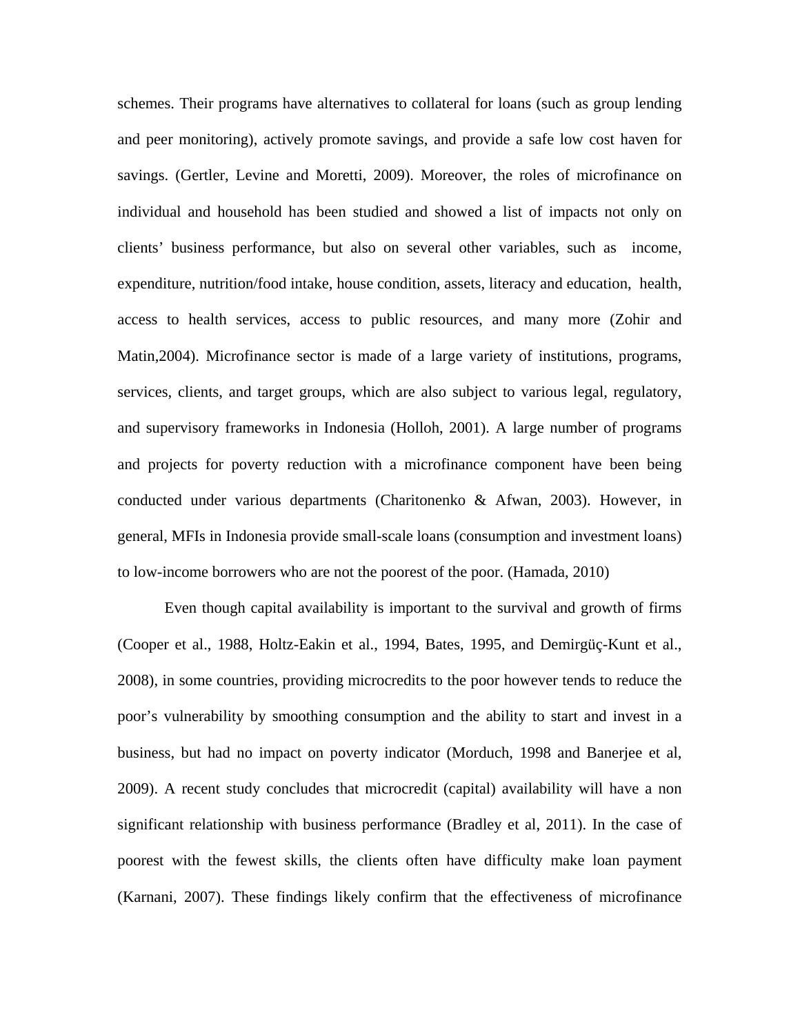schemes. Their programs have alternatives to collateral for loans (such as group lending and peer monitoring), actively promote savings, and provide a safe low cost haven for savings. (Gertler, Levine and Moretti, 2009). Moreover, the roles of microfinance on individual and household has been studied and showed a list of impacts not only on clients' business performance, but also on several other variables, such as income, expenditure, nutrition/food intake, house condition, assets, literacy and education, health, access to health services, access to public resources, and many more (Zohir and Matin,2004). Microfinance sector is made of a large variety of institutions, programs, services, clients, and target groups, which are also subject to various legal, regulatory, and supervisory frameworks in Indonesia (Holloh, 2001). A large number of programs and projects for poverty reduction with a microfinance component have been being conducted under various departments (Charitonenko & Afwan, 2003). However, in general, MFIs in Indonesia provide small-scale loans (consumption and investment loans) to low-income borrowers who are not the poorest of the poor. (Hamada, 2010)

Even though capital availability is important to the survival and growth of firms (Cooper et al., 1988, Holtz-Eakin et al., 1994, Bates, 1995, and Demirgüç-Kunt et al., 2008), in some countries, providing microcredits to the poor however tends to reduce the poor's vulnerability by smoothing consumption and the ability to start and invest in a business, but had no impact on poverty indicator (Morduch, 1998 and Banerjee et al, 2009). A recent study concludes that microcredit (capital) availability will have a non significant relationship with business performance (Bradley et al, 2011). In the case of poorest with the fewest skills, the clients often have difficulty make loan payment (Karnani, 2007). These findings likely confirm that the effectiveness of microfinance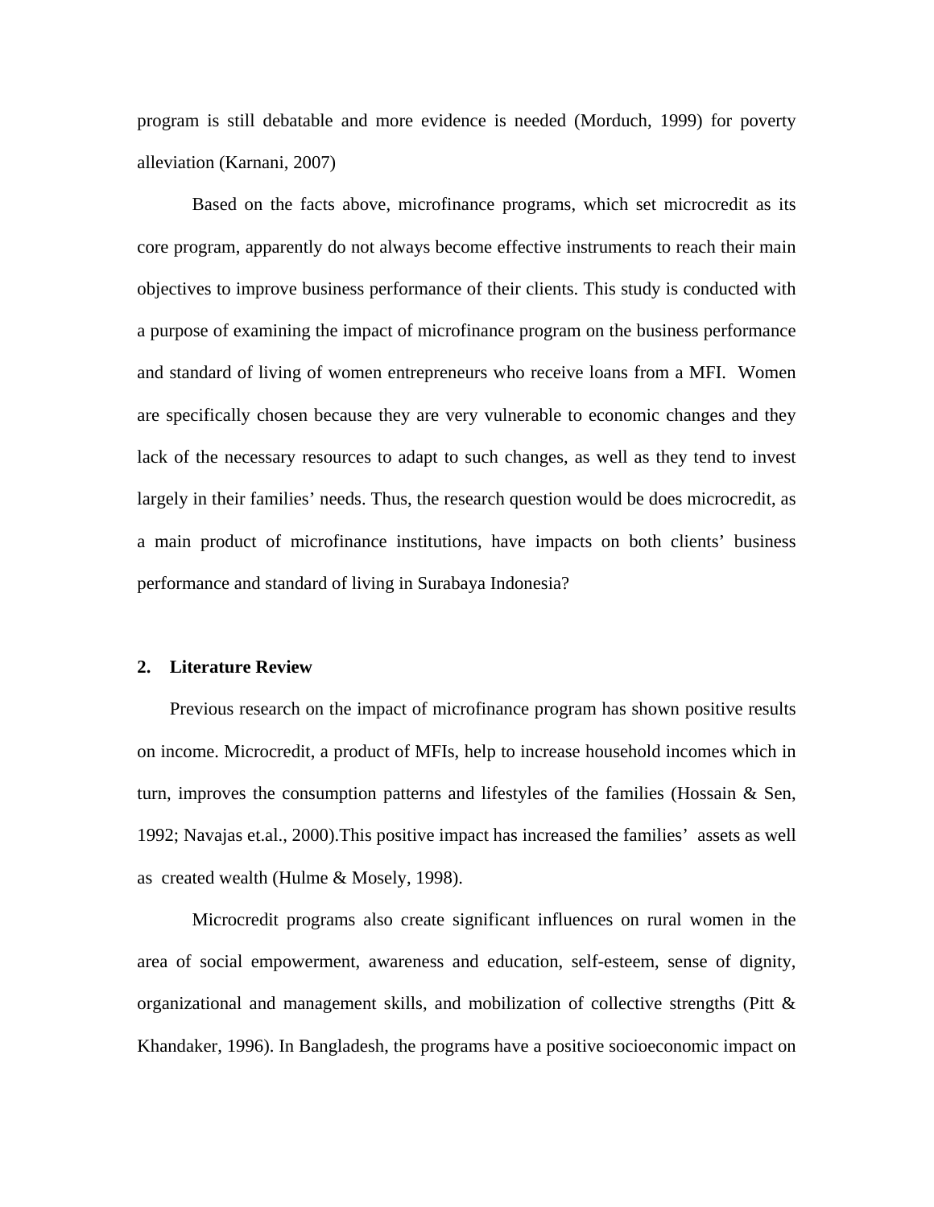program is still debatable and more evidence is needed (Morduch, 1999) for poverty alleviation (Karnani, 2007)

Based on the facts above, microfinance programs, which set microcredit as its core program, apparently do not always become effective instruments to reach their main objectives to improve business performance of their clients. This study is conducted with a purpose of examining the impact of microfinance program on the business performance and standard of living of women entrepreneurs who receive loans from a MFI. Women are specifically chosen because they are very vulnerable to economic changes and they lack of the necessary resources to adapt to such changes, as well as they tend to invest largely in their families' needs. Thus, the research question would be does microcredit, as a main product of microfinance institutions, have impacts on both clients' business performance and standard of living in Surabaya Indonesia?

## 2. Literature Review

Previous research on the impact of microfinance program has shown positive results on income. Microcredit, a product of MFIs, help to increase household incomes which in turn, improves the consumption patterns and lifestyles of the families (Hossain & Sen, 1992; Navajas et.al., 2000).This positive impact has increased the families' assets as well as created wealth (Hulme & Mosely, 1998).

Microcredit programs also create significant influences on rural women in the area of social empowerment, awareness and education, self-esteem, sense of dignity, organizational and management skills, and mobilization of collective strengths (Pitt & Khandaker, 1996). In Bangladesh, the programs have a positive socioeconomic impact on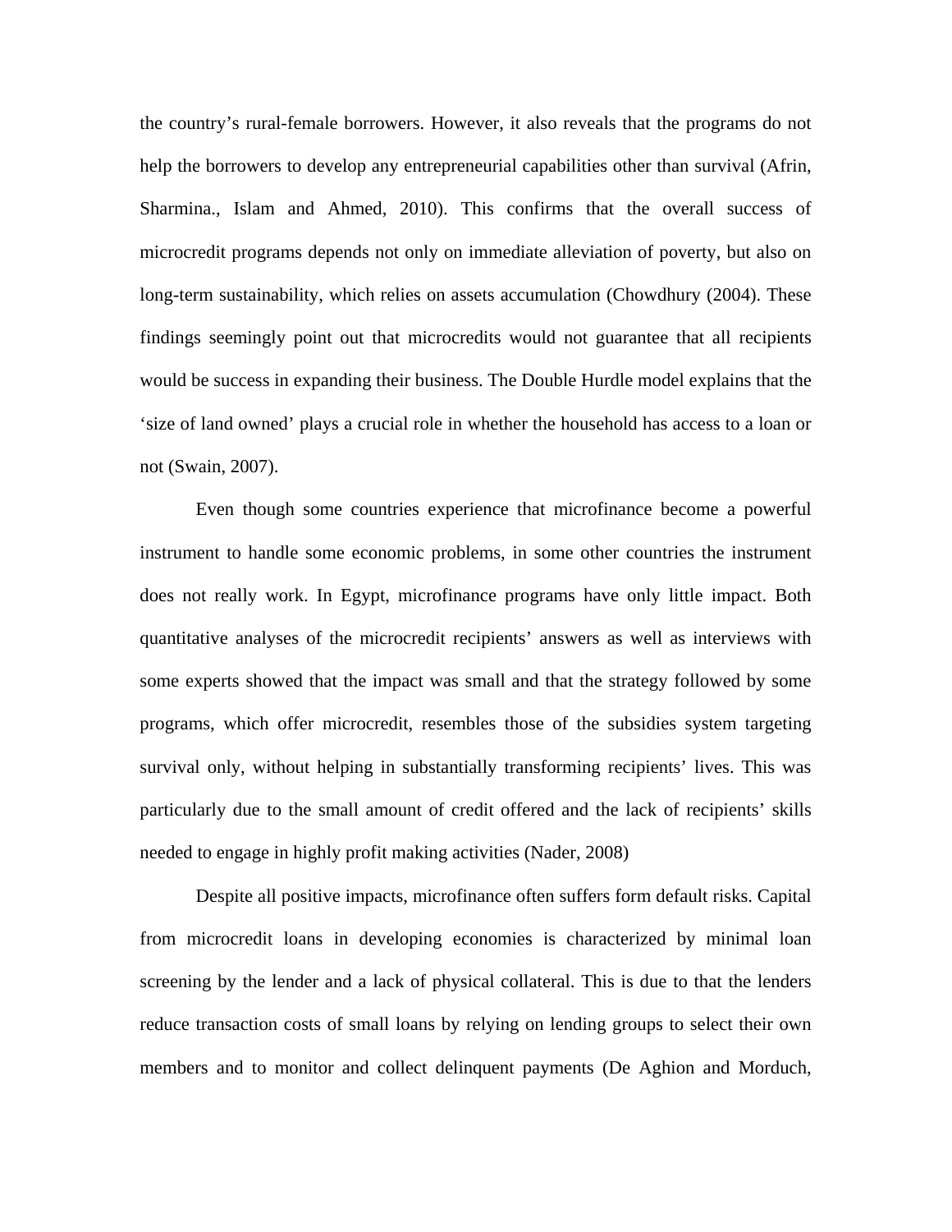the country's rural-female borrowers. However, it also reveals that the programs do not help the borrowers to develop any entrepreneurial capabilities other than survival (Afrin, Sharmina., Islam and Ahmed, 2010). This confirms that the overall success of microcredit programs depends not only on immediate alleviation of poverty, but also on long-term sustainability, which relies on assets accumulation (Chowdhury (2004). These findings seemingly point out that microcredits would not guarantee that all recipients would be success in expanding their business. The Double Hurdle model explains that the 'size of land owned' plays a crucial role in whether the household has access to a loan or not (Swain, 2007).

Even though some countries experience that microfinance become a powerful instrument to handle some economic problems, in some other countries the instrument does not really work. In Egypt, microfinance programs have only little impact. Both quantitative analyses of the microcredit recipients' answers as well as interviews with some experts showed that the impact was small and that the strategy followed by some programs, which offer microcredit, resembles those of the subsidies system targeting survival only, without helping in substantially transforming recipients' lives. This was particularly due to the small amount of credit offered and the lack of recipients' skills needed to engage in highly profit making activities (Nader, 2008)

Despite all positive impacts, microfinance often suffers form default risks. Capital from microcredit loans in developing economies is characterized by minimal loan screening by the lender and a lack of physical collateral. This is due to that the lenders reduce transaction costs of small loans by relying on lending groups to select their own members and to monitor and collect delinquent payments (De Aghion and Morduch,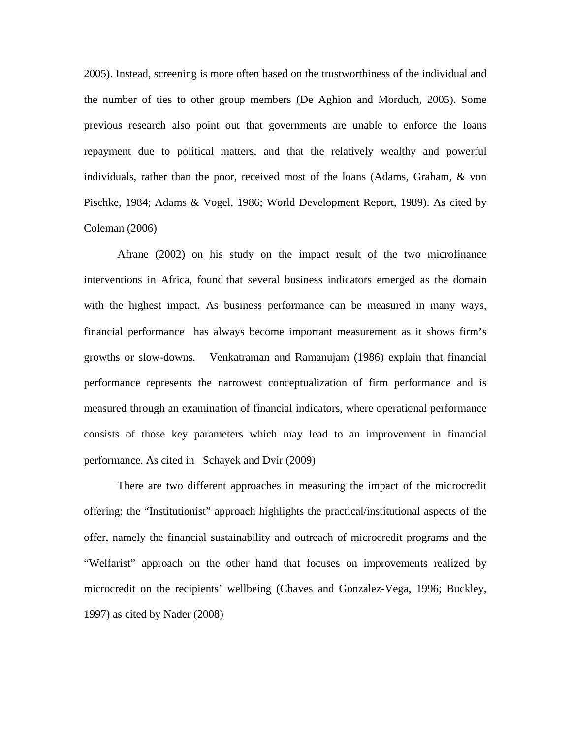2005). Instead, screening is more often based on the trustworthiness of the individual and the number of ties to other group members (De Aghion and Morduch, 2005). Some previous research also point out that governments are unable to enforce the loans repayment due to political matters, and that the relatively wealthy and powerful individuals, rather than the poor, received most of the loans (Adams, Graham, & von Pischke, 1984; Adams & Vogel, 1986; World Development Report, 1989). As cited by Coleman (2006)

Afrane (2002) on his study on the impact result of the two microfinance interventions in Africa, found that several business indicators emerged as the domain with the highest impact. As business performance can be measured in many ways, financial performance has always become important measurement as it shows firm's growths or slow-downs. Venkatraman and Ramanujam (1986) explain that financial performance represents the narrowest conceptualization of firm performance and is measured through an examination of financial indicators, where operational performance consists of those key parameters which may lead to an improvement in financial performance. As cited in Schayek and Dvir (2009)

There are two different approaches in measuring the impact of the microcredit offering: the "Institutionist" approach highlights the practical/institutional aspects of the offer, namely the financial sustainability and outreach of microcredit programs and the "Welfarist" approach on the other hand that focuses on improvements realized by microcredit on the recipients' wellbeing (Chaves and Gonzalez-Vega, 1996; Buckley, 1997) as cited by Nader (2008)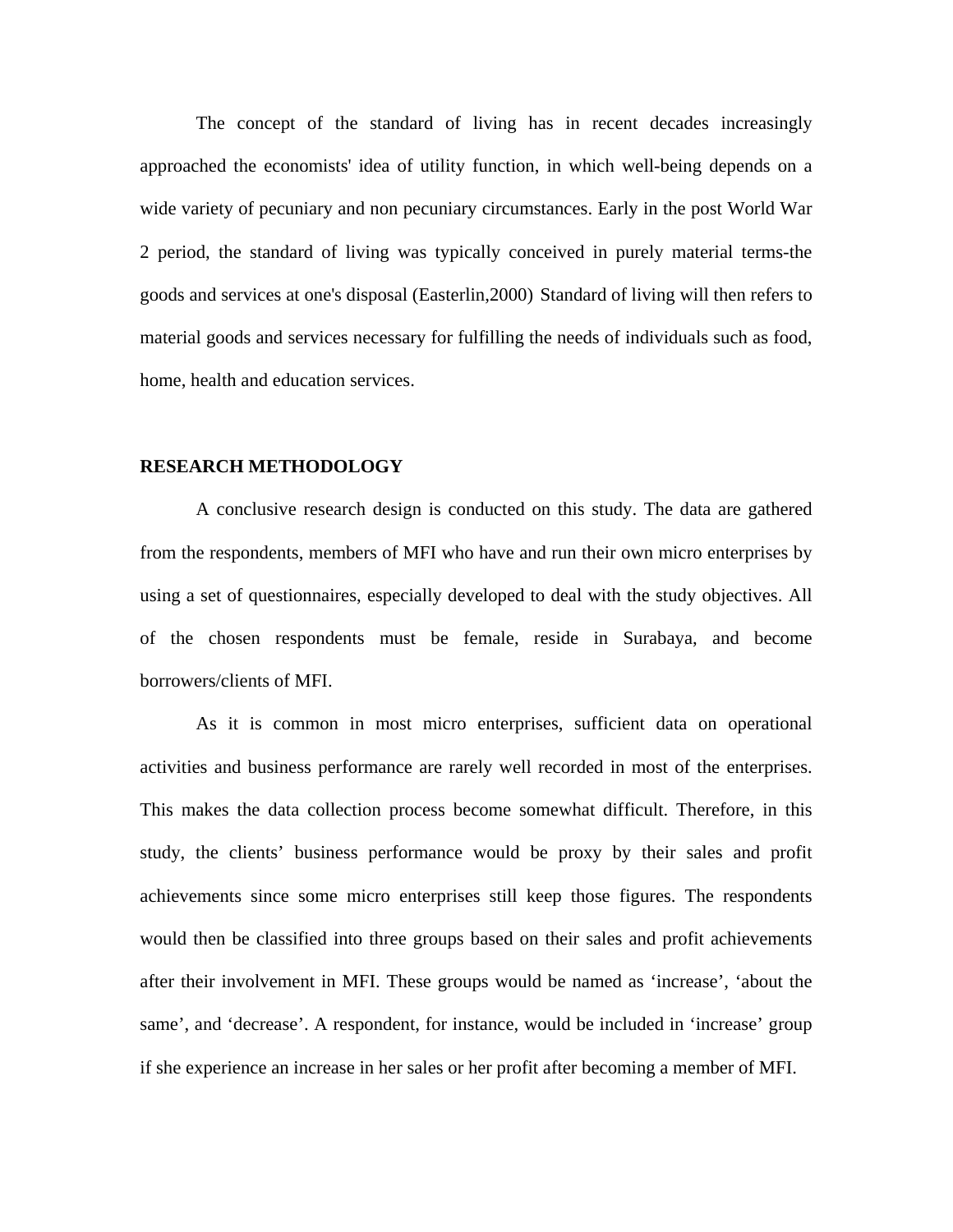The concept of the standard of living has in recent decades increasingly approached the economists' idea of utility function, in which well-being depends on a wide variety of pecuniary and non pecuniary circumstances. Early in the post World War 2 period, the standard of living was typically conceived in purely material terms-the goods and services at one's disposal (Easterlin,2000) Standard of living will then refers to material goods and services necessary for fulfilling the needs of individuals such as food, home, health and education services.

**RESEARCH METHODOLOGY**

A conclusive research design is conducted on this study. The data are gathered from the respondents, members of MFI who have and run their own micro enterprises by using a set of questionnaires, especially developed to deal with the study objectives. All of the chosen respondents must be female, reside in Surabaya, and become borrowers/clients of MFI.

As it is common in most micro enterprises, sufficient data on operational activities and business performance are rarely well recorded in most of the enterprises. This makes the data collection process become somewhat difficult. Therefore, in this study, the clients' business performance would be proxy by their sales and profit achievements since some micro enterprises still keep those figures. The respondents would then be classified into three groups based on their sales and profit achievements after their involvement in MFI. These groups would be named as 'increase', 'about the same', and 'decrease'. A respondent, for instance, would be included in 'increase' group if she experience an increase in her sales or her profit after becoming a member of MFI.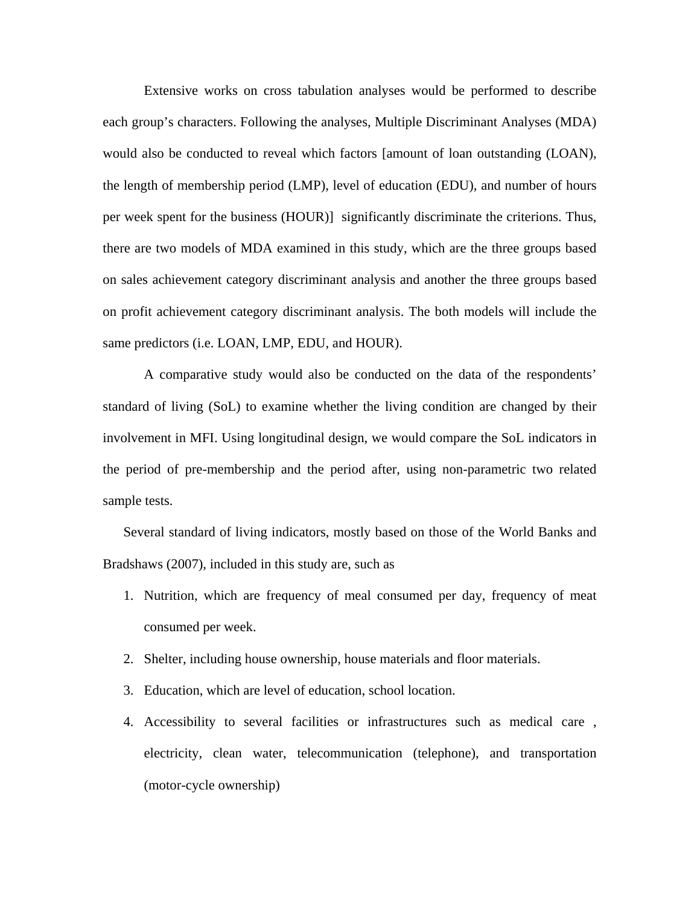Extensive works on cross tabulation analyses would be performed to describe each group's characters. Following the analyses, Multiple Discriminant Analyses (MDA) would also be conducted to reveal which factors [amount of loan outstanding (LOAN), the length of membership period (LMP), level of education (EDU), and number of hours per week spent for the business (HOUR)] significantly discriminate the criterions. Thus, there are two models of MDA examined in this study, which are the three groups based on sales achievement category discriminant analysis and another the three groups based on profit achievement category discriminant analysis. The both models will include the same predictors (i.e. LOAN, LMP, EDU, and HOUR).

A comparative study would also be conducted on the data of the respondents' standard of living (SoL) to examine whether the living condition are changed by their involvement in MFI. Using longitudinal design, we would compare the SoL indicators in the period of pre-membership and the period after, using non-parametric two related sample tests.

Several standard of living indicators, mostly based on those of the World Banks and Bradshaws (2007), included in this study are, such as

1. Nutrition, which are frequency of meal consumed per day, frequency of meat consumed per week.
2. Shelter, including house ownership, house materials and floor materials.
3. Education, which are level of education, school location.
4. Accessibility to several facilities or infrastructures such as medical care , electricity, clean water, telecommunication (telephone), and transportation (motor-cycle ownership)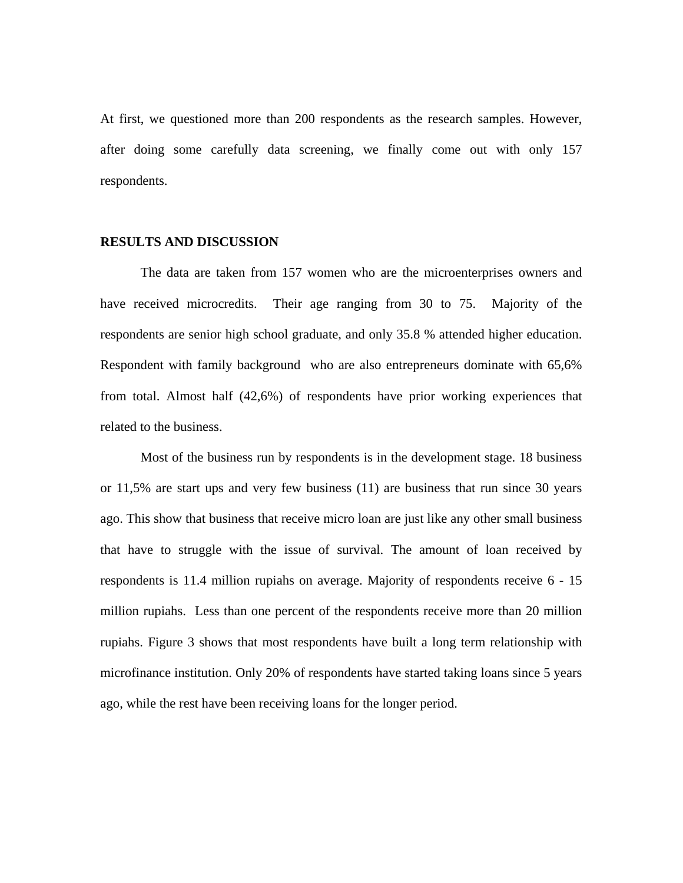At first, we questioned more than 200 respondents as the research samples. However, after doing some carefully data screening, we finally come out with only 157 respondents.

## RESULTS AND DISCUSSION

The data are taken from 157 women who are the microenterprises owners and have received microcredits. Their age ranging from 30 to 75. Majority of the respondents are senior high school graduate, and only 35.8 % attended higher education. Respondent with family background who are also entrepreneurs dominate with 65,6% from total. Almost half (42,6%) of respondents have prior working experiences that related to the business.

Most of the business run by respondents is in the development stage. 18 business or 11,5% are start ups and very few business (11) are business that run since 30 years ago. This show that business that receive micro loan are just like any other small business that have to struggle with the issue of survival. The amount of loan received by respondents is 11.4 million rupiahs on average. Majority of respondents receive 6 - 15 million rupiahs. Less than one percent of the respondents receive more than 20 million rupiahs. Figure 3 shows that most respondents have built a long term relationship with microfinance institution. Only 20% of respondents have started taking loans since 5 years ago, while the rest have been receiving loans for the longer period.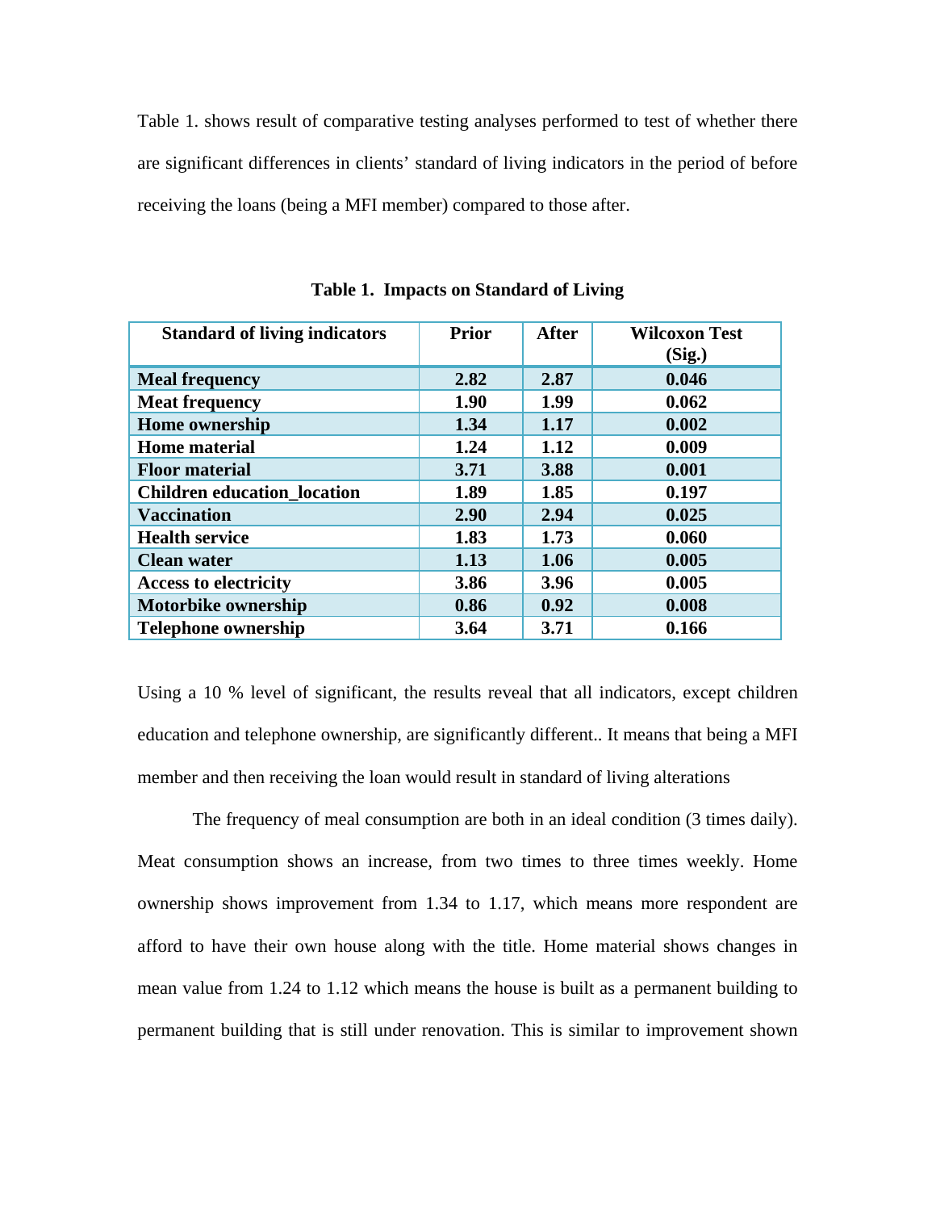Table 1. shows result of comparative testing analyses performed to test of whether there are significant differences in clients' standard of living indicators in the period of before receiving the loans (being a MFI member) compared to those after.

**Table 1. Impacts on Standard of Living**

| Standard of living indicators | Prior | After | Wilcoxon Test (Sig.) |
|---|---|---|---|
| Meal frequency | 2.82 | 2.87 | 0.046 |
| Meat frequency | 1.90 | 1.99 | 0.062 |
| Home ownership | 1.34 | 1.17 | 0.002 |
| Home material | 1.24 | 1.12 | 0.009 |
| Floor material | 3.71 | 3.88 | 0.001 |
| Children education_location | 1.89 | 1.85 | 0.197 |
| Vaccination | 2.90 | 2.94 | 0.025 |
| Health service | 1.83 | 1.73 | 0.060 |
| Clean water | 1.13 | 1.06 | 0.005 |
| Access to electricity | 3.86 | 3.96 | 0.005 |
| Motorbike ownership | 0.86 | 0.92 | 0.008 |
| Telephone ownership | 3.64 | 3.71 | 0.166 |

Using a 10 % level of significant, the results reveal that all indicators, except children education and telephone ownership, are significantly different.. It means that being a MFI member and then receiving the loan would result in standard of living alterations

The frequency of meal consumption are both in an ideal condition (3 times daily). Meat consumption shows an increase, from two times to three times weekly. Home ownership shows improvement from 1.34 to 1.17, which means more respondent are afford to have their own house along with the title. Home material shows changes in mean value from 1.24 to 1.12 which means the house is built as a permanent building to permanent building that is still under renovation. This is similar to improvement shown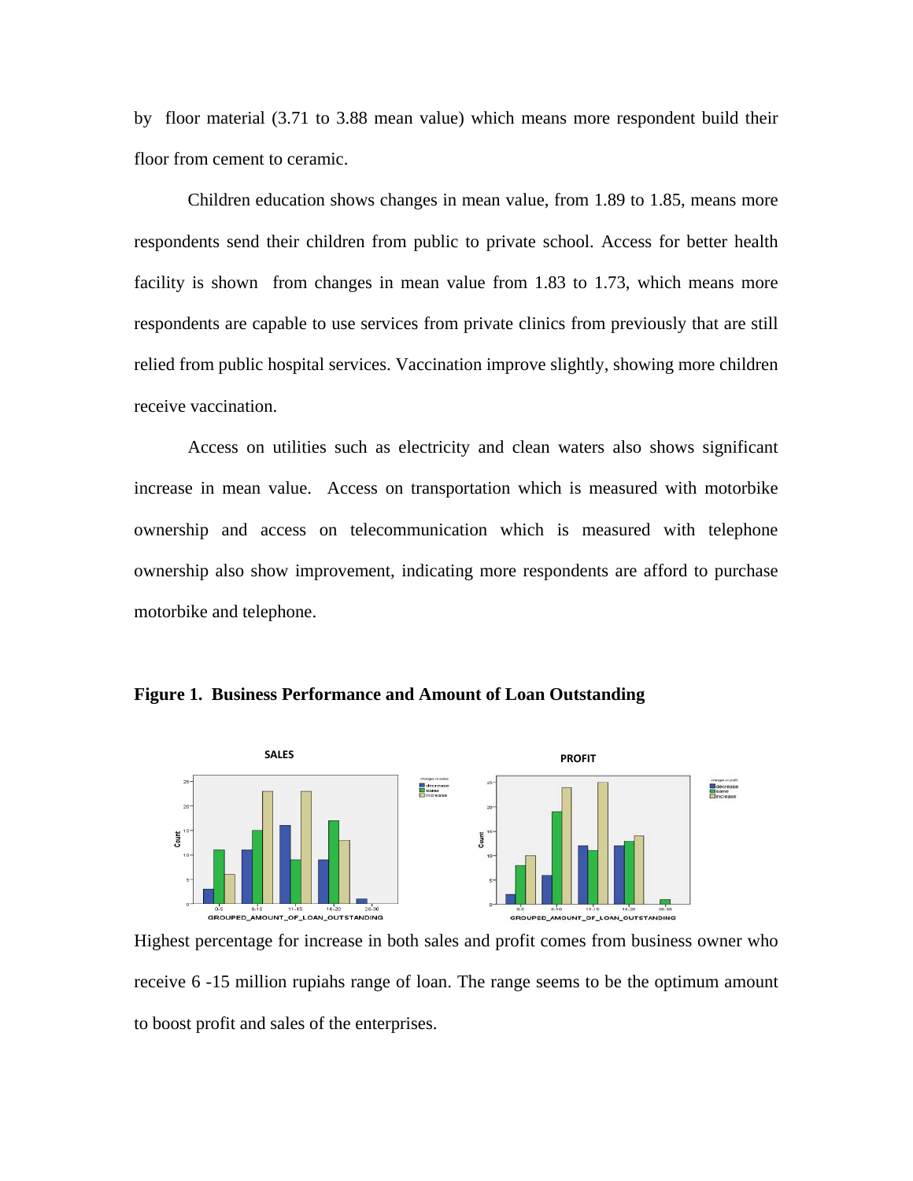by floor material (3.71 to 3.88 mean value) which means more respondent build their floor from cement to ceramic.

Children education shows changes in mean value, from 1.89 to 1.85, means more respondents send their children from public to private school. Access for better health facility is shown from changes in mean value from 1.83 to 1.73, which means more respondents are capable to use services from private clinics from previously that are still relied from public hospital services. Vaccination improve slightly, showing more children receive vaccination.

Access on utilities such as electricity and clean waters also shows significant increase in mean value. Access on transportation which is measured with motorbike ownership and access on telecommunication which is measured with telephone ownership also show improvement, indicating more respondents are afford to purchase motorbike and telephone.

**Figure 1. Business Performance and Amount of Loan Outstanding**

Highest percentage for increase in both sales and profit comes from business owner who receive 6 -15 million rupiahs range of loan. The range seems to be the optimum amount to boost profit and sales of the enterprises.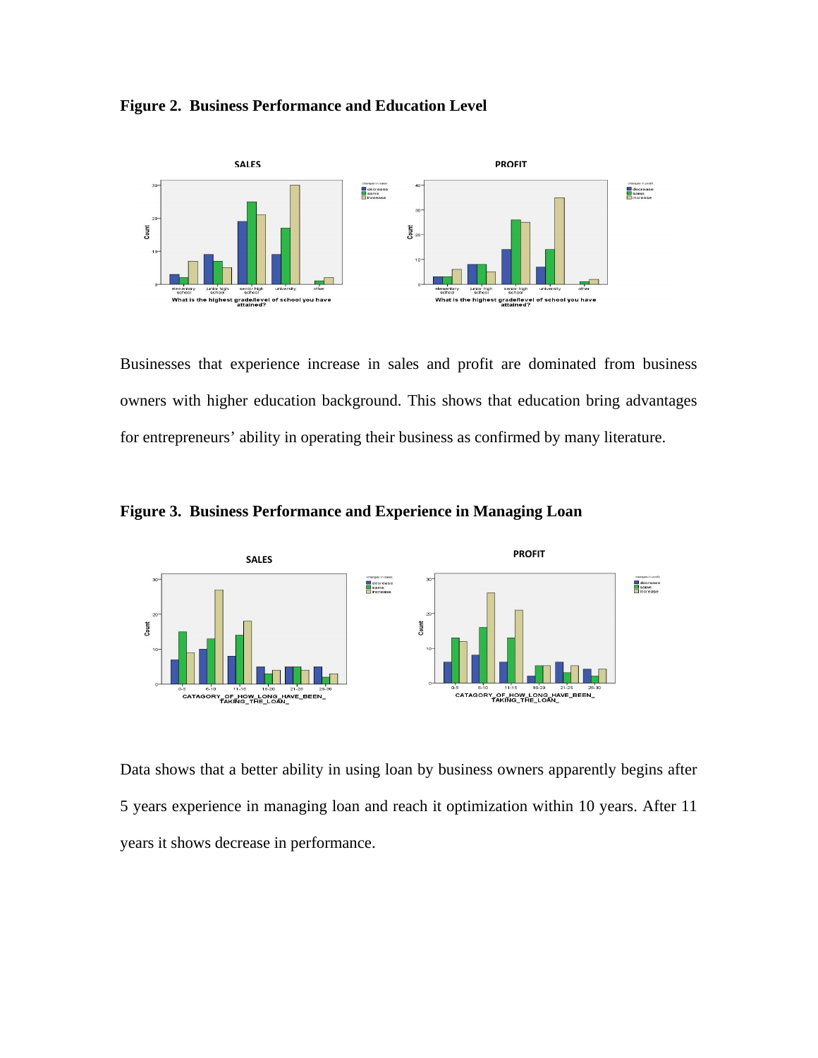**Figure 2. Business Performance and Education Level**

Businesses that experience increase in sales and profit are dominated from business owners with higher education background. This shows that education bring advantages for entrepreneurs' ability in operating their business as confirmed by many literature.

**Figure 3. Business Performance and Experience in Managing Loan**

Data shows that a better ability in using loan by business owners apparently begins after 5 years experience in managing loan and reach it optimization within 10 years. After 11 years it shows decrease in performance.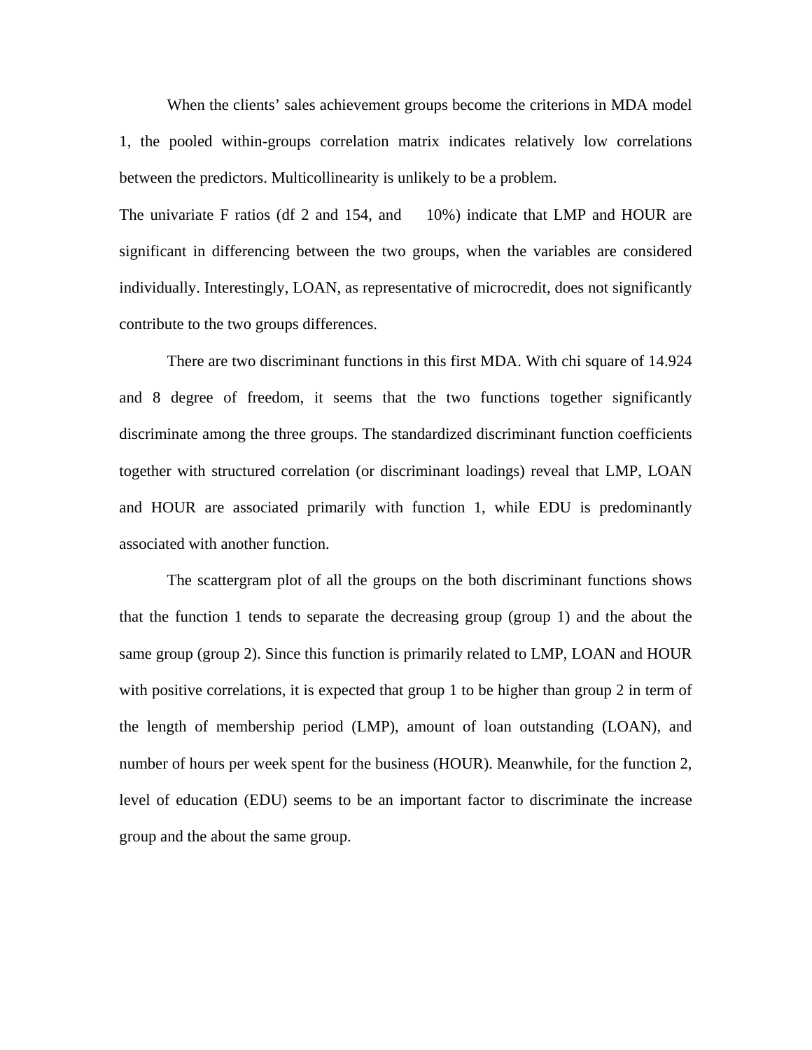When the clients' sales achievement groups become the criterions in MDA model 1, the pooled within-groups correlation matrix indicates relatively low correlations between the predictors. Multicollinearity is unlikely to be a problem.

The univariate F ratios (df 2 and 154, and 10%) indicate that LMP and HOUR are significant in differencing between the two groups, when the variables are considered individually. Interestingly, LOAN, as representative of microcredit, does not significantly contribute to the two groups differences.

There are two discriminant functions in this first MDA. With chi square of 14.924 and 8 degree of freedom, it seems that the two functions together significantly discriminate among the three groups. The standardized discriminant function coefficients together with structured correlation (or discriminant loadings) reveal that LMP, LOAN and HOUR are associated primarily with function 1, while EDU is predominantly associated with another function.

The scattergram plot of all the groups on the both discriminant functions shows that the function 1 tends to separate the decreasing group (group 1) and the about the same group (group 2). Since this function is primarily related to LMP, LOAN and HOUR with positive correlations, it is expected that group 1 to be higher than group 2 in term of the length of membership period (LMP), amount of loan outstanding (LOAN), and number of hours per week spent for the business (HOUR). Meanwhile, for the function 2, level of education (EDU) seems to be an important factor to discriminate the increase group and the about the same group.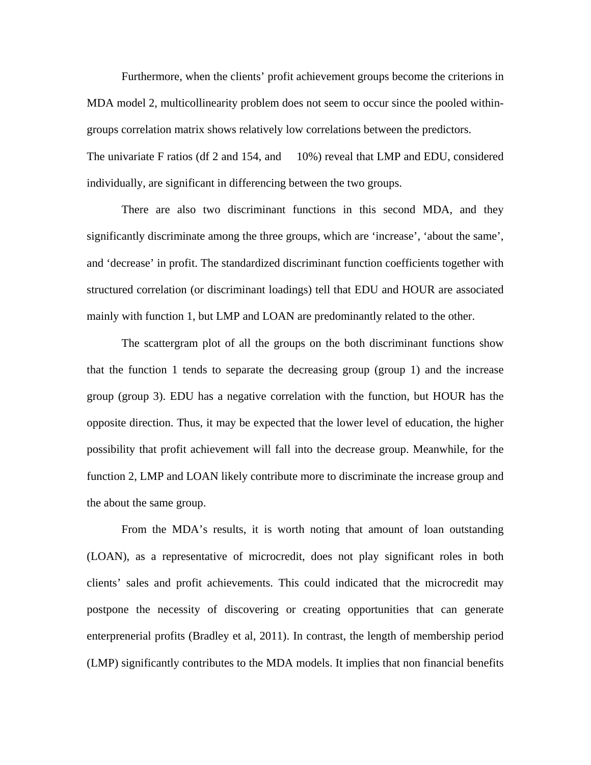Furthermore, when the clients' profit achievement groups become the criterions in MDA model 2, multicollinearity problem does not seem to occur since the pooled within-groups correlation matrix shows relatively low correlations between the predictors.
The univariate F ratios (df 2 and 154, and 10%) reveal that LMP and EDU, considered individually, are significant in differencing between the two groups.

There are also two discriminant functions in this second MDA, and they significantly discriminate among the three groups, which are 'increase', 'about the same', and 'decrease' in profit. The standardized discriminant function coefficients together with structured correlation (or discriminant loadings) tell that EDU and HOUR are associated mainly with function 1, but LMP and LOAN are predominantly related to the other.

The scattergram plot of all the groups on the both discriminant functions show that the function 1 tends to separate the decreasing group (group 1) and the increase group (group 3). EDU has a negative correlation with the function, but HOUR has the opposite direction. Thus, it may be expected that the lower level of education, the higher possibility that profit achievement will fall into the decrease group. Meanwhile, for the function 2, LMP and LOAN likely contribute more to discriminate the increase group and the about the same group.

From the MDA's results, it is worth noting that amount of loan outstanding (LOAN), as a representative of microcredit, does not play significant roles in both clients' sales and profit achievements. This could indicated that the microcredit may postpone the necessity of discovering or creating opportunities that can generate enterprenerial profits (Bradley et al, 2011). In contrast, the length of membership period (LMP) significantly contributes to the MDA models. It implies that non financial benefits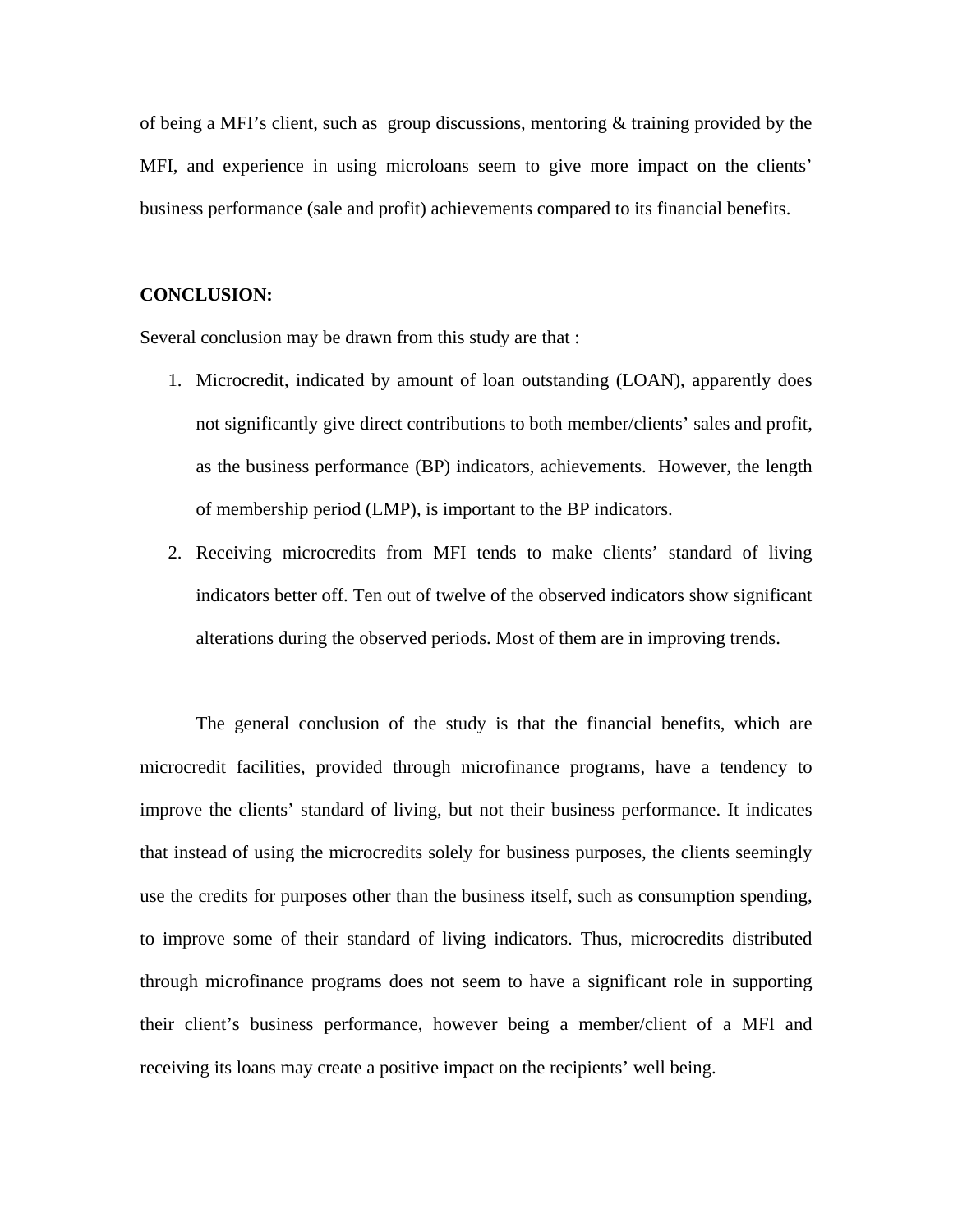of being a MFI's client, such as group discussions, mentoring & training provided by the MFI, and experience in using microloans seem to give more impact on the clients' business performance (sale and profit) achievements compared to its financial benefits.

**CONCLUSION:**

Several conclusion may be drawn from this study are that :

1. Microcredit, indicated by amount of loan outstanding (LOAN), apparently does not significantly give direct contributions to both member/clients' sales and profit, as the business performance (BP) indicators, achievements. However, the length of membership period (LMP), is important to the BP indicators.
2. Receiving microcredits from MFI tends to make clients' standard of living indicators better off. Ten out of twelve of the observed indicators show significant alterations during the observed periods. Most of them are in improving trends.

The general conclusion of the study is that the financial benefits, which are microcredit facilities, provided through microfinance programs, have a tendency to improve the clients' standard of living, but not their business performance. It indicates that instead of using the microcredits solely for business purposes, the clients seemingly use the credits for purposes other than the business itself, such as consumption spending, to improve some of their standard of living indicators. Thus, microcredits distributed through microfinance programs does not seem to have a significant role in supporting their client's business performance, however being a member/client of a MFI and receiving its loans may create a positive impact on the recipients' well being.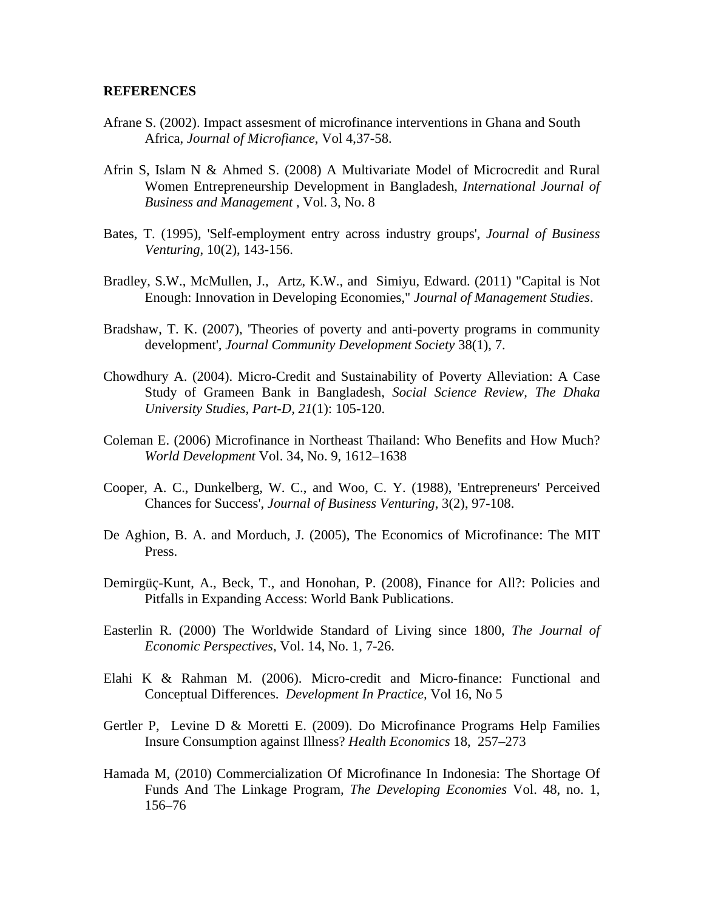**REFERENCES**

Afrane S. (2002). Impact assesment of microfinance interventions in Ghana and South Africa, *Journal of Microfiance*, Vol 4,37-58.

Afrin S, Islam N & Ahmed S. (2008) A Multivariate Model of Microcredit and Rural Women Entrepreneurship Development in Bangladesh, *International Journal of Business and Management* , Vol. 3, No. 8

Bates, T. (1995), 'Self-employment entry across industry groups', *Journal of Business Venturing*, 10(2), 143-156.

Bradley, S.W., McMullen, J., Artz, K.W., and Simiyu, Edward. (2011) "Capital is Not Enough: Innovation in Developing Economies," *Journal of Management Studies*.

Bradshaw, T. K. (2007), 'Theories of poverty and anti-poverty programs in community development', *Journal Community Development Society* 38(1), 7.

Chowdhury A. (2004). Micro-Credit and Sustainability of Poverty Alleviation: A Case Study of Grameen Bank in Bangladesh, *Social Science Review, The Dhaka University Studies, Part-D, 21*(1): 105-120.

Coleman E. (2006) Microfinance in Northeast Thailand: Who Benefits and How Much? *World Development* Vol. 34, No. 9, 1612–1638

Cooper, A. C., Dunkelberg, W. C., and Woo, C. Y. (1988), 'Entrepreneurs' Perceived Chances for Success', *Journal of Business Venturing*, 3(2), 97-108.

De Aghion, B. A. and Morduch, J. (2005), The Economics of Microfinance: The MIT Press.

Demirgüç-Kunt, A., Beck, T., and Honohan, P. (2008), Finance for All?: Policies and Pitfalls in Expanding Access: World Bank Publications.

Easterlin R. (2000) The Worldwide Standard of Living since 1800, *The Journal of Economic Perspectives*, Vol. 14, No. 1, 7-26.

Elahi K & Rahman M. (2006). Micro-credit and Micro-finance: Functional and Conceptual Differences. *Development In Practice*, Vol 16, No 5

Gertler P, Levine D & Moretti E. (2009). Do Microfinance Programs Help Families Insure Consumption against Illness? *Health Economics* 18, 257–273

Hamada M, (2010) Commercialization Of Microfinance In Indonesia: The Shortage Of Funds And The Linkage Program, *The Developing Economies* Vol. 48, no. 1, 156–76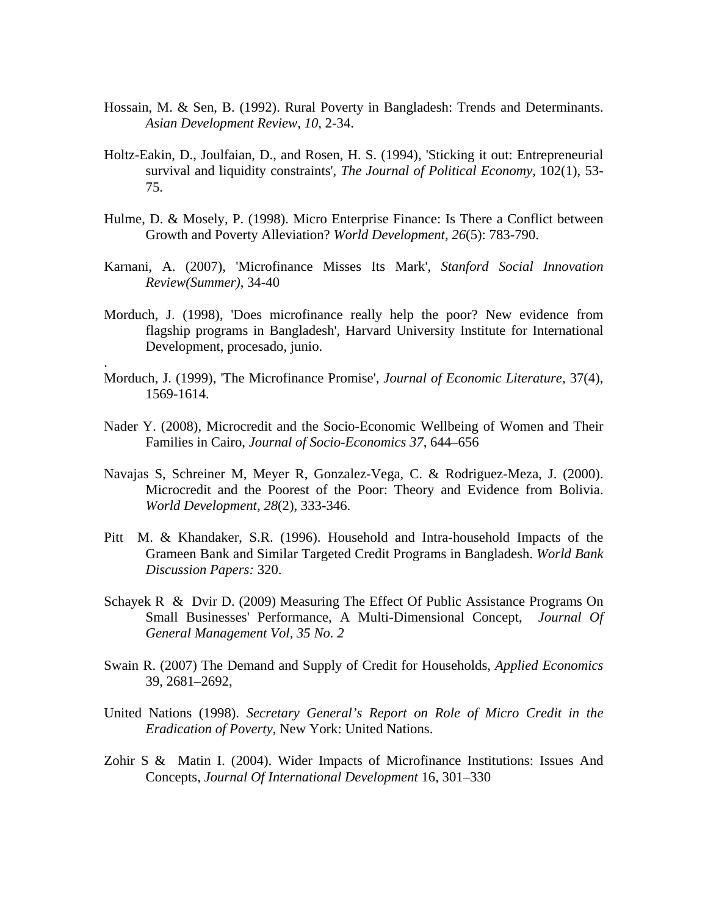Hossain, M. & Sen, B. (1992). Rural Poverty in Bangladesh: Trends and Determinants. *Asian Development Review*, *10*, 2-34.

Holtz-Eakin, D., Joulfaian, D., and Rosen, H. S. (1994), 'Sticking it out: Entrepreneurial survival and liquidity constraints', *The Journal of Political Economy*, 102(1), 53-75.

Hulme, D. & Mosely, P. (1998). Micro Enterprise Finance: Is There a Conflict between Growth and Poverty Alleviation? *World Development, 26*(5): 783-790.

Karnani, A. (2007), 'Microfinance Misses Its Mark', *Stanford Social Innovation Review(Summer)*, 34-40

Morduch, J. (1998), 'Does microfinance really help the poor? New evidence from flagship programs in Bangladesh', Harvard University Institute for International Development, procesado, junio.

.

Morduch, J. (1999), 'The Microfinance Promise', *Journal of Economic Literature*, 37(4), 1569-1614.

Nader Y. (2008), Microcredit and the Socio-Economic Wellbeing of Women and Their Families in Cairo, *Journal of Socio-Economics 37*, 644–656

Navajas S, Schreiner M, Meyer R, Gonzalez-Vega, C. & Rodriguez-Meza, J. (2000). Microcredit and the Poorest of the Poor: Theory and Evidence from Bolivia. *World Development, 28*(2), 333-346.

Pitt M. & Khandaker, S.R. (1996). Household and Intra-household Impacts of the Grameen Bank and Similar Targeted Credit Programs in Bangladesh. *World Bank Discussion Papers:* 320.

Schayek R & Dvir D. (2009) Measuring The Effect Of Public Assistance Programs On Small Businesses' Performance, A Multi-Dimensional Concept, *Journal Of General Management Vol, 35 No. 2*

Swain R. (2007) The Demand and Supply of Credit for Households*, Applied Economics* 39, 2681–2692,

United Nations (1998). *Secretary General's Report on Role of Micro Credit in the Eradication of Poverty*, New York: United Nations.

Zohir S & Matin I. (2004). Wider Impacts of Microfinance Institutions: Issues And Concepts, *Journal Of International Development* 16, 301–330